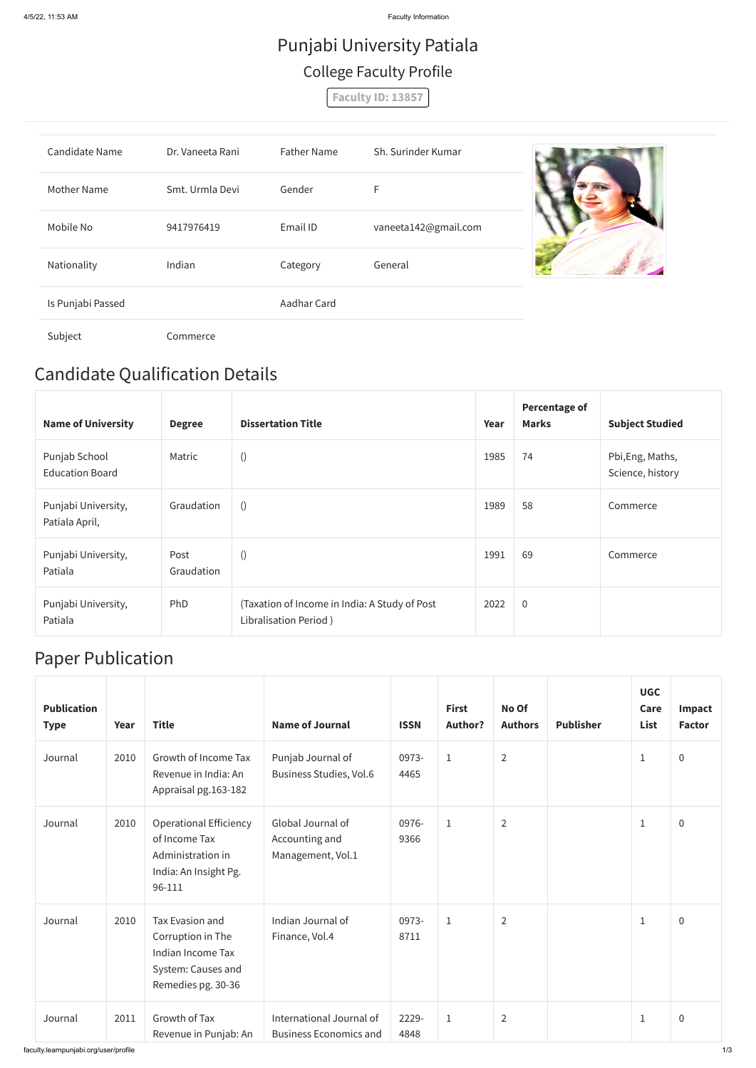# Punjabi University Patiala

## College Faculty Profile

**Faculty ID: 13857**

| Candidate Name | Dr. Vaneeta Rani | Father Name | Sh. Surinder Kumar |
|---|---|---|---|
| Mother Name | Smt. Urmla Devi | Gender | F |
| Mobile No | 9417976419 | Email ID | vaneeta142@gmail.com |
| Nationality | Indian | Category | General |
| Is Punjabi Passed | | Aadhar Card | |
| Subject | Commerce | | |

## Candidate Qualification Details

| Name of University | Degree | Dissertation Title | Year | Percentage of Marks | Subject Studied |
|---|---|---|---|---|---|
| Punjab School Education Board | Matric | () | 1985 | 74 | Pbi,Eng, Maths, Science, history |
| Punjabi University, Patiala April, | Graudation | () | 1989 | 58 | Commerce |
| Punjabi University, Patiala | Post Graudation | () | 1991 | 69 | Commerce |
| Punjabi University, Patiala | PhD | (Taxation of Income in India: A Study of Post Libralisation Period ) | 2022 | 0 | |

## Paper Publication

| Publication Type | Year | Title | Name of Journal | ISSN | First Author? | No Of Authors | Publisher | UGC Care List | Impact Factor |
|---|---|---|---|---|---|---|---|---|---|
| Journal | 2010 | Growth of Income Tax Revenue in India: An Appraisal pg.163-182 | Punjab Journal of Business Studies, Vol.6 | 0973-4465 | 1 | 2 | | 1 | 0 |
| Journal | 2010 | Operational Efficiency of Income Tax Administration in India: An Insight Pg. 96-111 | Global Journal of Accounting and Management, Vol.1 | 0976-9366 | 1 | 2 | | 1 | 0 |
| Journal | 2010 | Tax Evasion and Corruption in The Indian Income Tax System: Causes and Remedies pg. 30-36 | Indian Journal of Finance, Vol.4 | 0973-8711 | 1 | 2 | | 1 | 0 |
| Journal | 2011 | Growth of Tax Revenue in Punjab: An | International Journal of Business Economics and | 2229-4848 | 1 | 2 | | 1 | 0 |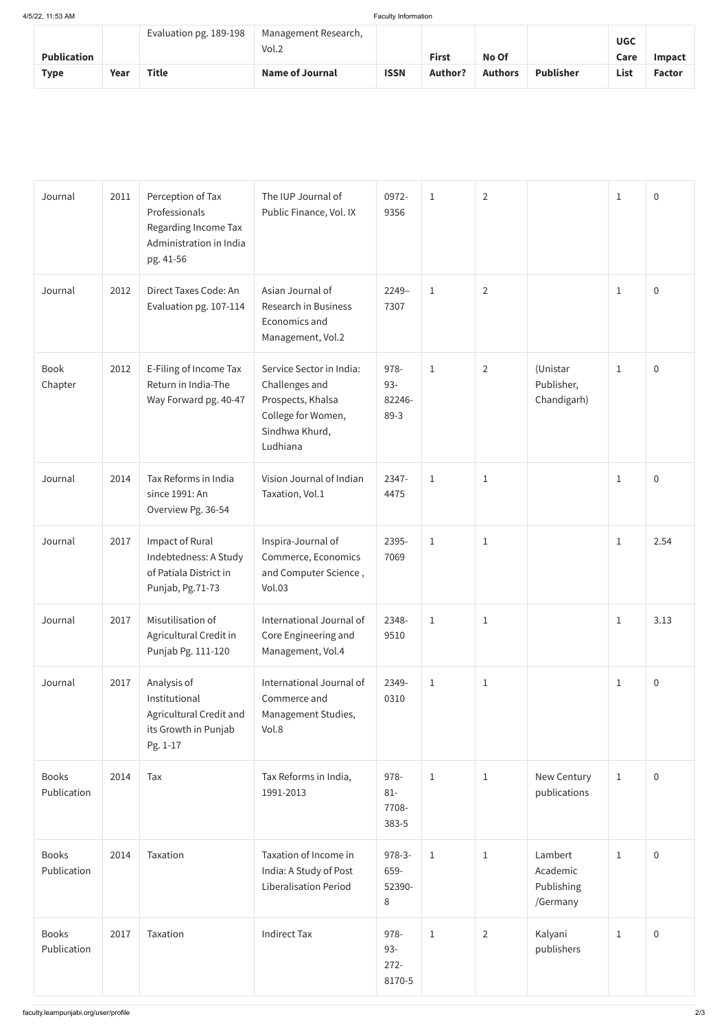| Publication Type | Year | Title | Name of Journal | ISSN | First Author? | No Of Authors | Publisher | UGC Care List | Impact Factor |
|---|---|---|---|---|---|---|---|---|---|
| | | Evaluation pg. 189-198 | Management Research, Vol.2 | | | | | | |
| Journal | 2011 | Perception of Tax Professionals Regarding Income Tax Administration in India pg. 41-56 | The IUP Journal of Public Finance, Vol. IX | 0972-9356 | 1 | 2 | | 1 | 0 |
| Journal | 2012 | Direct Taxes Code: An Evaluation pg. 107-114 | Asian Journal of Research in Business Economics and Management, Vol.2 | 2249–7307 | 1 | 2 | | 1 | 0 |
| Book Chapter | 2012 | E-Filing of Income Tax Return in India-The Way Forward pg. 40-47 | Service Sector in India: Challenges and Prospects, Khalsa College for Women, Sindhwa Khurd, Ludhiana | 978-93-82246-89-3 | 1 | 2 | (Unistar Publisher, Chandigarh) | 1 | 0 |
| Journal | 2014 | Tax Reforms in India since 1991: An Overview Pg. 36-54 | Vision Journal of Indian Taxation, Vol.1 | 2347-4475 | 1 | 1 | | 1 | 0 |
| Journal | 2017 | Impact of Rural Indebtedness: A Study of Patiala District in Punjab, Pg.71-73 | Inspira-Journal of Commerce, Economics and Computer Science , Vol.03 | 2395-7069 | 1 | 1 | | 1 | 2.54 |
| Journal | 2017 | Misutilisation of Agricultural Credit in Punjab Pg. 111-120 | International Journal of Core Engineering and Management, Vol.4 | 2348-9510 | 1 | 1 | | 1 | 3.13 |
| Journal | 2017 | Analysis of Institutional Agricultural Credit and its Growth in Punjab Pg. 1-17 | International Journal of Commerce and Management Studies, Vol.8 | 2349-0310 | 1 | 1 | | 1 | 0 |
| Books Publication | 2014 | Tax | Tax Reforms in India, 1991-2013 | 978-81-7708-383-5 | 1 | 1 | New Century publications | 1 | 0 |
| Books Publication | 2014 | Taxation | Taxation of Income in India: A Study of Post Liberalisation Period | 978-3-659-52390-8 | 1 | 1 | Lambert Academic Publishing /Germany | 1 | 0 |
| Books Publication | 2017 | Taxation | Indirect Tax | 978-93-272-8170-5 | 1 | 2 | Kalyani publishers | 1 | 0 |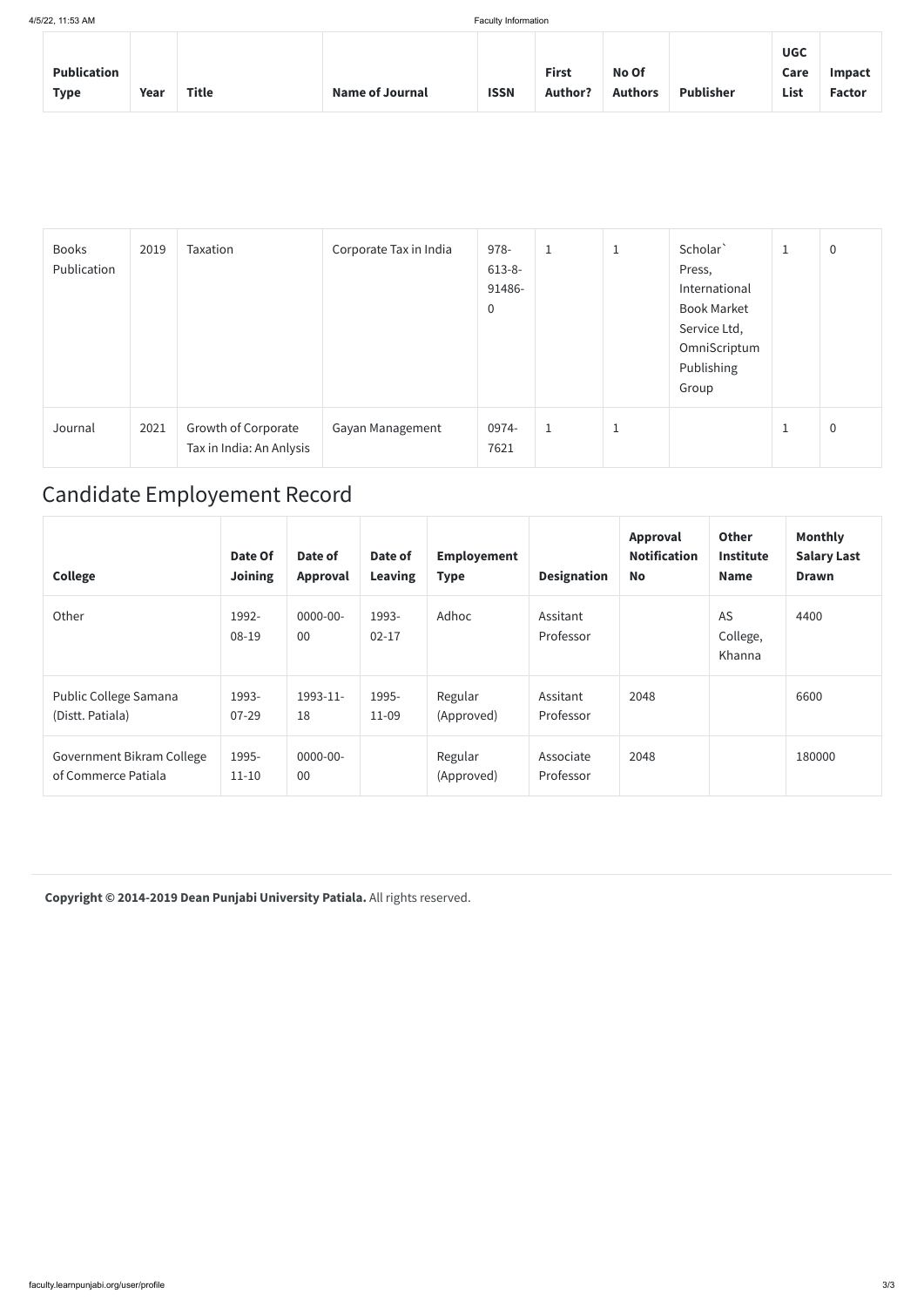| Publication Type | Year | Title | Name of Journal | ISSN | First Author? | No Of Authors | Publisher | UGC Care List | Impact Factor |
|---|---|---|---|---|---|---|---|---|---|
| Books Publication | 2019 | Taxation | Corporate Tax in India | 978-613-8-91486-0 | 1 | 1 | Scholar` Press, International Book Market Service Ltd, OmniScriptum Publishing Group | 1 | 0 |
| Journal | 2021 | Growth of Corporate Tax in India: An Anlysis | Gayan Management | 0974-7621 | 1 | 1 | | 1 | 0 |

# Candidate Employement Record

| College | Date Of Joining | Date of Approval | Date of Leaving | Employement Type | Designation | Approval Notification No | Other Institute Name | Monthly Salary Last Drawn |
|---|---|---|---|---|---|---|---|---|
| Other | 1992-08-19 | 0000-00-00 | 1993-02-17 | Adhoc | Assitant Professor | | AS College, Khanna | 4400 |
| Public College Samana (Distt. Patiala) | 1993-07-29 | 1993-11-18 | 1995-11-09 | Regular (Approved) | Assitant Professor | 2048 | | 6600 |
| Government Bikram College of Commerce Patiala | 1995-11-10 | 0000-00-00 | | Regular (Approved) | Associate Professor | 2048 | | 180000 |

**Copyright © 2014-2019 Dean Punjabi University Patiala.** All rights reserved.